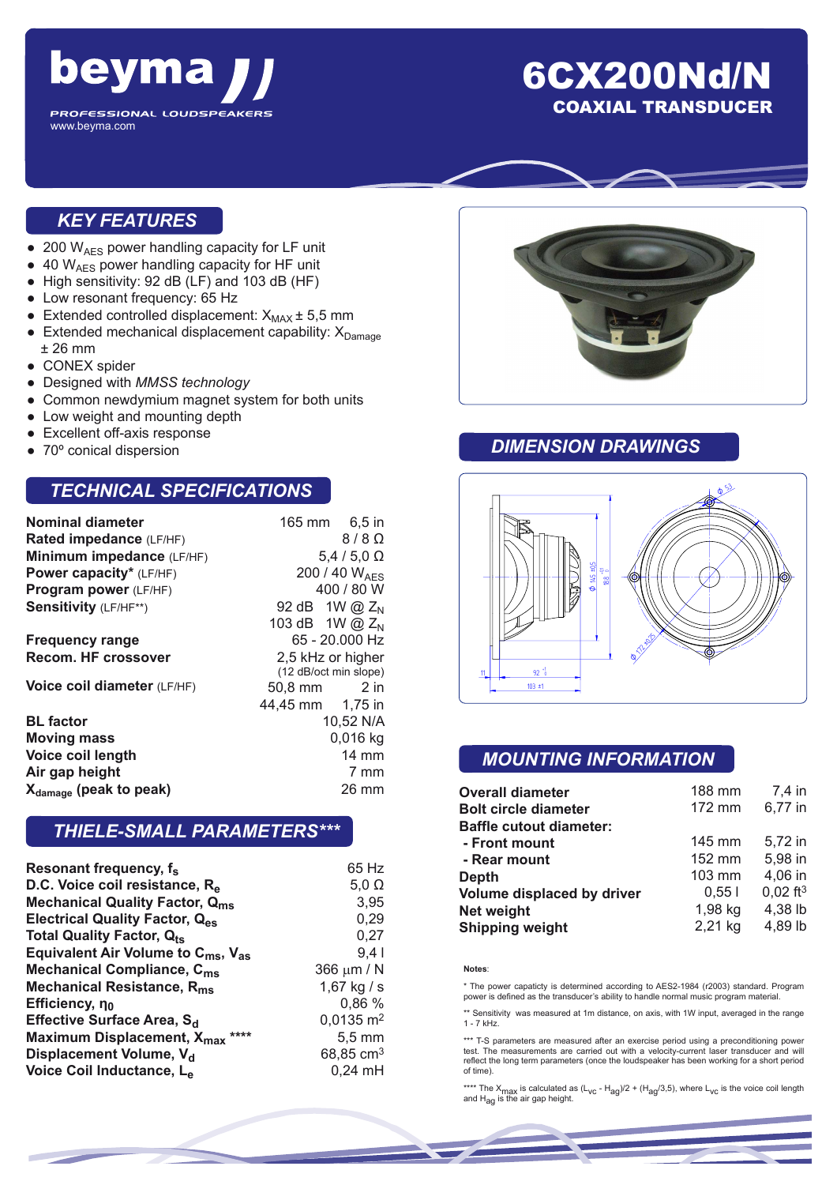# beyma

PROFESSIONAL LOUDSPEAKERS
www.beyma.com

# 6CX200Nd/N

## COAXIAL TRANSDUCER

## KEY FEATURES

- 200 $W_{AES}$ power handling capacity for LF unit
- 40 $W_{AES}$ power handling capacity for HF unit
- High sensitivity: 92 dB (LF) and 103 dB (HF)
- Low resonant frequency: 65 Hz
- Extended controlled displacement: $X_{MAX}$ ± 5,5 mm
- Extended mechanical displacement capability: $X_{Damage}$ ± 26 mm
- CONEX spider
- Designed with *MMSS technology*
- Common newdymium magnet system for both units
- Low weight and mounting depth
- Excellent off-axis response
- 70º conical dispersion

## TECHNICAL SPECIFICATIONS

| | | |
|---|---|---|
| **Nominal diameter** | 165 mm | 6,5 in |
| **Rated impedance** (LF/HF) | | 8 / 8 Ω |
| **Minimum impedance** (LF/HF) | | 5,4 / 5,0 Ω |
| **Power capacity*** (LF/HF) | | 200 / 40 $W_{AES}$ |
| **Program power** (LF/HF) | | 400 / 80 W |
| **Sensitivity** (LF/HF**) | 92 dB | 1W @ $Z_N$ |
| | 103 dB | 1W @ $Z_N$ |
| **Frequency range** | | 65 - 20.000 Hz |
| **Recom. HF crossover** | | 2,5 kHz or higher (12 dB/oct min slope) |
| **Voice coil diameter** (LF/HF) | 50,8 mm | 2 in |
| | 44,45 mm | 1,75 in |
| **BL factor** | | 10,52 N/A |
| **Moving mass** | | 0,016 kg |
| **Voice coil length** | | 14 mm |
| **Air gap height** | | 7 mm |
| **$X_{damage}$ (peak to peak)** | | 26 mm |

## THIELE-SMALL PARAMETERS***

| | |
|---|---|
| **Resonant frequency, $f_s$** | 65 Hz |
| **D.C. Voice coil resistance, $R_e$** | 5,0 Ω |
| **Mechanical Quality Factor, $Q_{ms}$** | 3,95 |
| **Electrical Quality Factor, $Q_{es}$** | 0,29 |
| **Total Quality Factor, $Q_{ts}$** | 0,27 |
| **Equivalent Air Volume to $C_{ms}$, $V_{as}$** | 9,4 l |
| **Mechanical Compliance, $C_{ms}$** | 366 μm / N |
| **Mechanical Resistance, $R_{ms}$** | 1,67 kg / s |
| **Efficiency, $\eta_0$** | 0,86 % |
| **Effective Surface Area, $S_d$** | 0,0135 $m^2$ |
| **Maximum Displacement, $X_{max}$ ****** | 5,5 mm |
| **Displacement Volume, $V_d$** | 68,85 $cm^3$ |
| **Voice Coil Inductance, $L_e$** | 0,24 mH |

## DIMENSION DRAWINGS

## MOUNTING INFORMATION

| | | |
|---|---|---|
| **Overall diameter** | 188 mm | 7,4 in |
| **Bolt circle diameter** | 172 mm | 6,77 in |
| **Baffle cutout diameter:** | | |
| **- Front mount** | 145 mm | 5,72 in |
| **- Rear mount** | 152 mm | 5,98 in |
| **Depth** | 103 mm | 4,06 in |
| **Volume displaced by driver** | 0,55 l | 0,02 $ft^3$ |
| **Net weight** | 1,98 kg | 4,38 lb |
| **Shipping weight** | 2,21 kg | 4,89 lb |

**Notes**:

* The power capaticy is determined according to AES2-1984 (r2003) standard. Program power is defined as the transducer's ability to handle normal music program material.

** Sensitivity was measured at 1m distance, on axis, with 1W input, averaged in the range 1 - 7 kHz.

*** T-S parameters are measured after an exercise period using a preconditioning power test. The measurements are carried out with a velocity-current laser transducer and will reflect the long term parameters (once the loudspeaker has been working for a short period of time).

**** The $X_{max}$ is calculated as $(L_{vc} - H_{ag})/2 + (H_{ag}/3,5)$, where $L_{vc}$ is the voice coil length and $H_{ag}$ is the air gap height.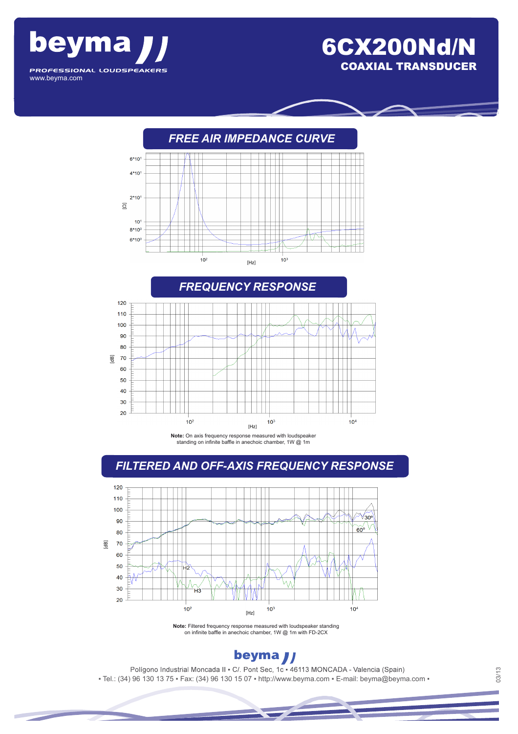# beyma

PROFESSIONAL LOUDSPEAKERS
www.beyma.com

# 6CX200Nd/N

## COAXIAL TRANSDUCER

## FREE AIR IMPEDANCE CURVE

$6*10^1$
$4*10^1$
$2*10^1$
[Ω]
$10^1$
$8*10^0$
$6*10^0$
$10^2$
[Hz]
$10^3$

## FREQUENCY RESPONSE

120
110
100
90
80
70
60
50
40
30
20
[dB]
$10^2$
[Hz]
$10^3$
$10^4$

**Note:** On axis frequency response measured with loudspeaker standing on infinite baffle in anechoic chamber, 1W @ 1m

## FILTERED AND OFF-AXIS FREQUENCY RESPONSE

120
110
100
90
80
70
60
50
40
30
20
[dB]
30º
60º
H2
H3
$10^2$
[Hz]
$10^3$
$10^4$

**Note:** Filtered frequency response measured with loudspeaker standing on infinite baffle in anechoic chamber, 1W @ 1m with FD-2CX

beyma

Polígono Industrial Moncada II ▪ C/. Pont Sec, 1c ▪ 46113 MONCADA - Valencia (Spain)
▪ Tel.: (34) 96 130 13 75 ▪ Fax: (34) 96 130 15 07 ▪ http://www.beyma.com ▪ E-mail: beyma@beyma.com ▪

03/13